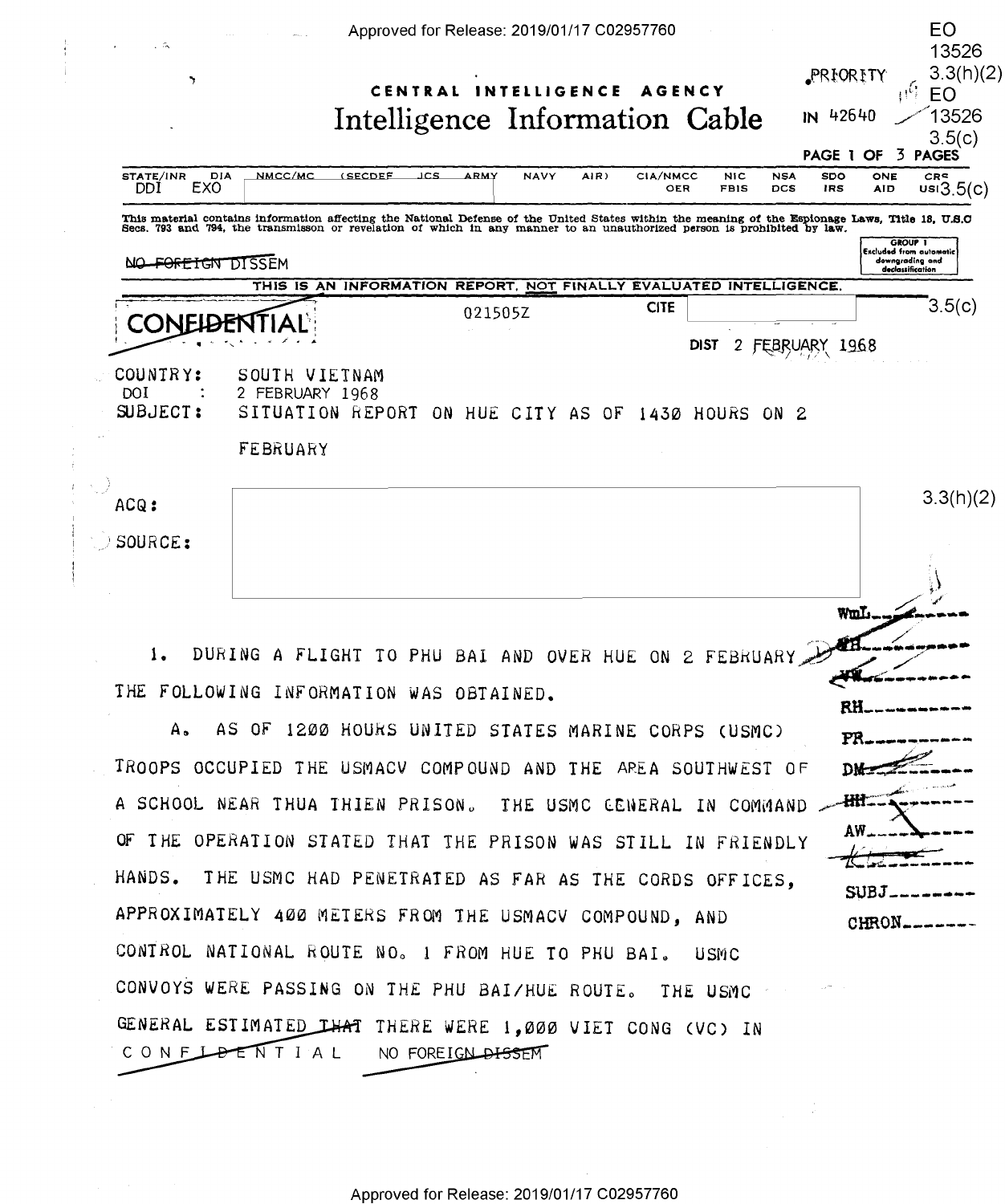EO 13526 3.3(h)(2)
EO 13526 3.5(c)

PRIORITY

CENTRAL INTELLIGENCE AGENCY

# Intelligence Information Cable

IN 42640

| STATE/INR | DIA | NMCC/MC | (SECDEF | JCS | ARMY | NAVY | AIR) | CIA/NMCC | NIC | NSA | SDO | ONE | CRS |
|---|---|---|---|---|---|---|---|---|---|---|---|---|---|
| DDI | EXO | | | | | | | OER | FBIS | DCS | IRS | AID | USI 3.5(c) |

This material contains information affecting the National Defense of the United States within the meaning of the Espionage Laws, Title 18, U.S.C Secs. 793 and 794, the transmisson or revelation of which in any manner to an unauthorized person is prohibited by law.

~~NO FOREIGN~~ DISSEM

GROUP 1
Excluded from automatic downgrading and declassification

THIS IS AN INFORMATION REPORT, NOT FINALLY EVALUATED INTELLIGENCE.

~~CONFIDENTIAL~~ 021505Z CITE 3.5(c)

DIST 2 FEBRUARY 1968

COUNTRY: SOUTH VIETNAM

DOI : 2 FEBRUARY 1968

SUBJECT: SITUATION REPORT ON HUE CITY AS OF 1430 HOURS ON 2 FEBRUARY

ACQ: 3.3(h)(2)

SOURCE:

WmL

WH

WW

RH

PR

DM

HH

AW

SUBJ

CHRON

1. DURING A FLIGHT TO PHU BAI AND OVER HUE ON 2 FEBRUARY THE FOLLOWING INFORMATION WAS OBTAINED.

A. AS OF 1200 HOURS UNITED STATES MARINE CORPS (USMC) TROOPS OCCUPIED THE USMACV COMPOUND AND THE AREA SOUTHWEST OF A SCHOOL NEAR THUA THIEN PRISON. THE USMC GENERAL IN COMMAND OF THE OPERATION STATED THAT THE PRISON WAS STILL IN FRIENDLY HANDS. THE USMC HAD PENETRATED AS FAR AS THE CORDS OFFICES, APPROXIMATELY 400 METERS FROM THE USMACV COMPOUND, AND CONTROL NATIONAL ROUTE NO. 1 FROM HUE TO PHU BAI. USMC CONVOYS WERE PASSING ON THE PHU BAI/HUE ROUTE. THE USMC GENERAL ESTIMATED THAT THERE WERE 1,000 VIET CONG (VC) IN

~~CONFIDENTIAL~~ NO ~~FOREIGN DISSEM~~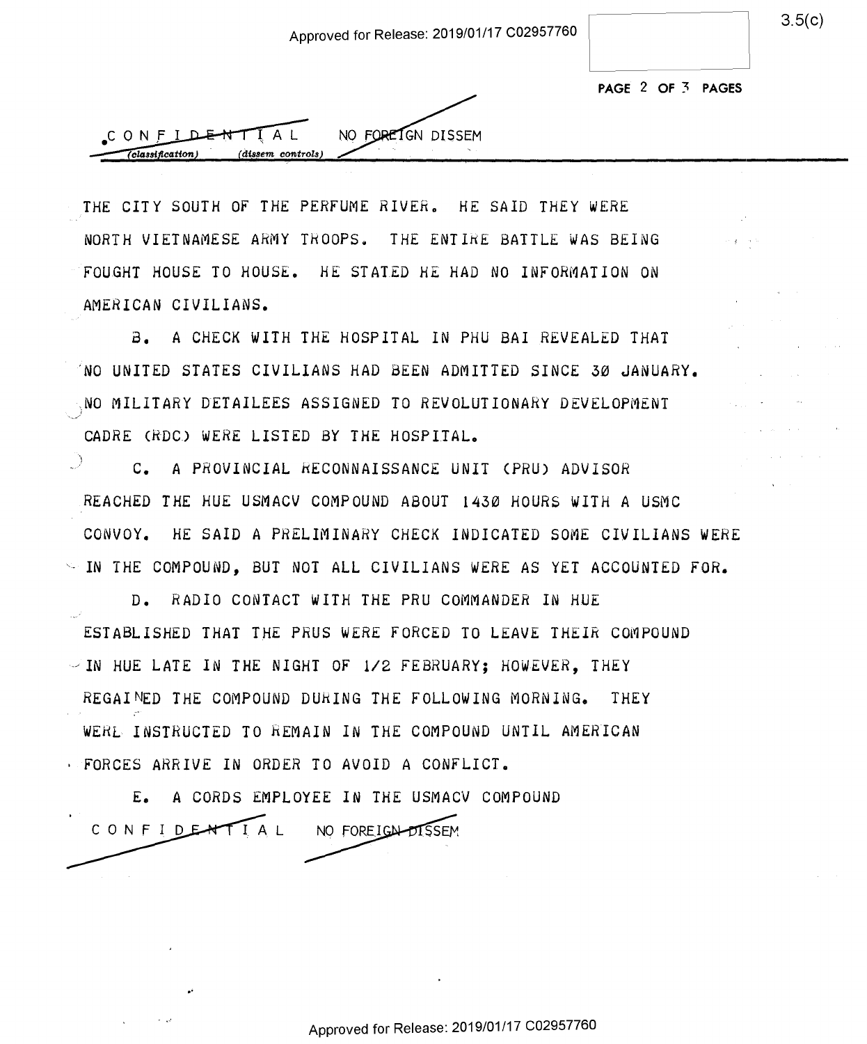THE CITY SOUTH OF THE PERFUME RIVER. HE SAID THEY WERE NORTH VIETNAMESE ARMY TROOPS. THE ENTIRE BATTLE WAS BEING FOUGHT HOUSE TO HOUSE. HE STATED HE HAD NO INFORMATION ON AMERICAN CIVILIANS.

B. A CHECK WITH THE HOSPITAL IN PHU BAI REVEALED THAT NO UNITED STATES CIVILIANS HAD BEEN ADMITTED SINCE 30 JANUARY. NO MILITARY DETAILEES ASSIGNED TO REVOLUTIONARY DEVELOPMENT CADRE (RDC) WERE LISTED BY THE HOSPITAL.

C. A PROVINCIAL RECONNAISSANCE UNIT (PRU) ADVISOR REACHED THE HUE USMACV COMPOUND ABOUT 1430 HOURS WITH A USMC CONVOY. HE SAID A PRELIMINARY CHECK INDICATED SOME CIVILIANS WERE IN THE COMPOUND, BUT NOT ALL CIVILIANS WERE AS YET ACCOUNTED FOR.

D. RADIO CONTACT WITH THE PRU COMMANDER IN HUE ESTABLISHED THAT THE PRUS WERE FORCED TO LEAVE THEIR COMPOUND IN HUE LATE IN THE NIGHT OF 1/2 FEBRUARY; HOWEVER, THEY REGAINED THE COMPOUND DURING THE FOLLOWING MORNING. THEY WERE INSTRUCTED TO REMAIN IN THE COMPOUND UNTIL AMERICAN FORCES ARRIVE IN ORDER TO AVOID A CONFLICT.

E. A CORDS EMPLOYEE IN THE USMACV COMPOUND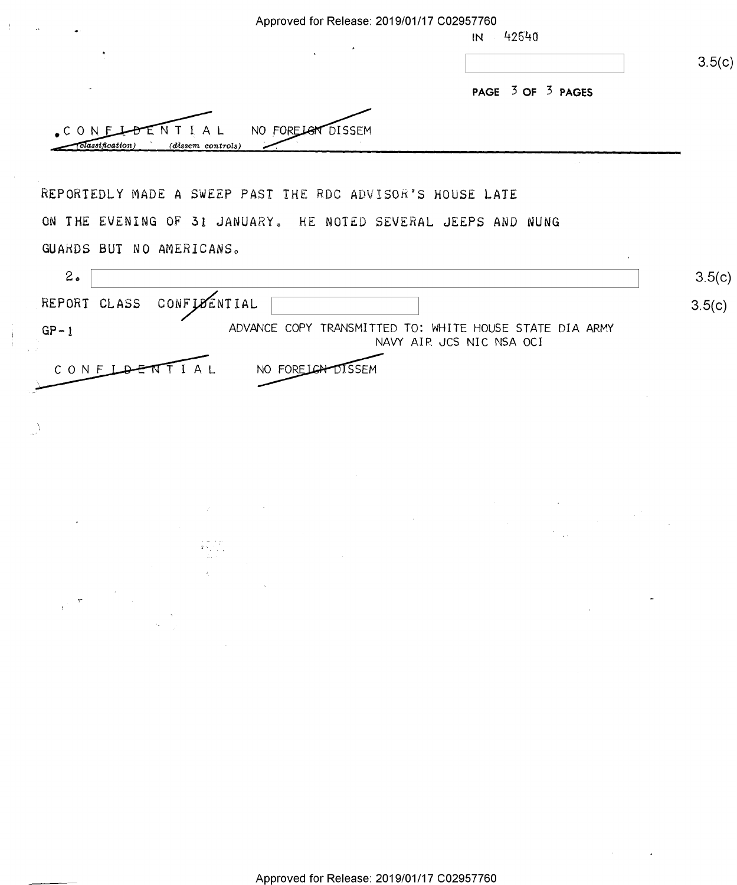IN 42640

3.5(c)

CONFIDENTIAL NO FOREIGN DISSEM
(classification) (dissem controls)

REPORTEDLY MADE A SWEEP PAST THE RDC ADVISOR'S HOUSE LATE ON THE EVENING OF 31 JANUARY. HE NOTED SEVERAL JEEPS AND NUNG GUARDS BUT NO AMERICANS.

2. 3.5(c)

REPORT CLASS CONFIDENTIAL 3.5(c)

GP-1

ADVANCE COPY TRANSMITTED TO: WHITE HOUSE STATE DIA ARMY NAVY AIR JCS NIC NSA OCI

CONFIDENTIAL NO FOREIGN DISSEM